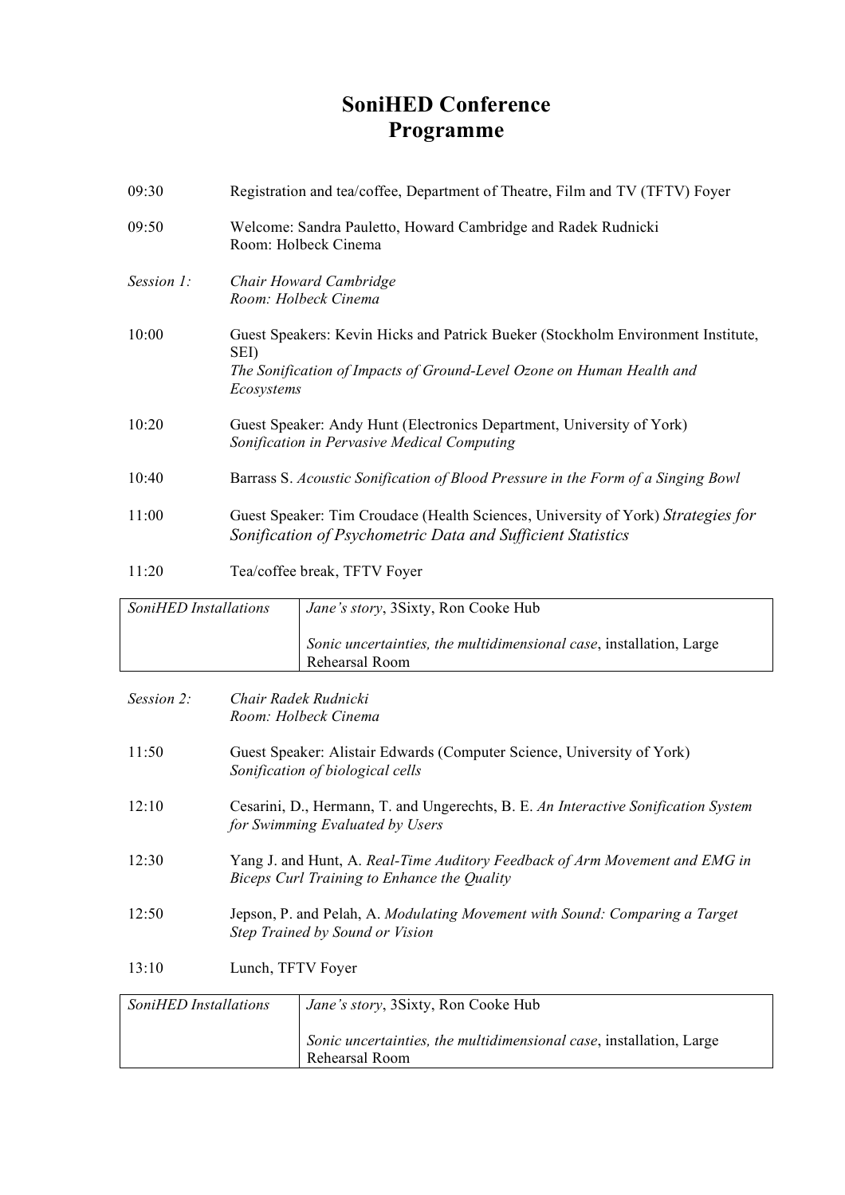# SoniHED Conference Programme

| | |
|---|---|
| 09:30 | Registration and tea/coffee, Department of Theatre, Film and TV (TFTV) Foyer |
| 09:50 | Welcome: Sandra Pauletto, Howard Cambridge and Radek Rudnicki<br>Room: Holbeck Cinema |
| *Session 1:* | *Chair Howard Cambridge*<br>*Room: Holbeck Cinema* |
| 10:00 | Guest Speakers: Kevin Hicks and Patrick Bueker (Stockholm Environment Institute, SEI)<br>*The Sonification of Impacts of Ground-Level Ozone on Human Health and Ecosystems* |
| 10:20 | Guest Speaker: Andy Hunt (Electronics Department, University of York)<br>*Sonification in Pervasive Medical Computing* |
| 10:40 | Barrass S. *Acoustic Sonification of Blood Pressure in the Form of a Singing Bowl* |
| 11:00 | Guest Speaker: Tim Croudace (Health Sciences, University of York) *Strategies for Sonification of Psychometric Data and Sufficient Statistics* |
| 11:20 | Tea/coffee break, TFTV Foyer |

| *SoniHED Installations* | *Jane's story*, 3Sixty, Ron Cooke Hub<br><br>*Sonic uncertainties, the multidimensional case*, installation, Large Rehearsal Room |
|---|---|

| | |
|---|---|
| *Session 2:* | *Chair Radek Rudnicki*<br>*Room: Holbeck Cinema* |
| 11:50 | Guest Speaker: Alistair Edwards (Computer Science, University of York)<br>*Sonification of biological cells* |
| 12:10 | Cesarini, D., Hermann, T. and Ungerechts, B. E. *An Interactive Sonification System for Swimming Evaluated by Users* |
| 12:30 | Yang J. and Hunt, A. *Real-Time Auditory Feedback of Arm Movement and EMG in Biceps Curl Training to Enhance the Quality* |
| 12:50 | Jepson, P. and Pelah, A. *Modulating Movement with Sound: Comparing a Target Step Trained by Sound or Vision* |
| 13:10 | Lunch, TFTV Foyer |

| *SoniHED Installations* | *Jane's story*, 3Sixty, Ron Cooke Hub<br><br>*Sonic uncertainties, the multidimensional case*, installation, Large Rehearsal Room |
|---|---|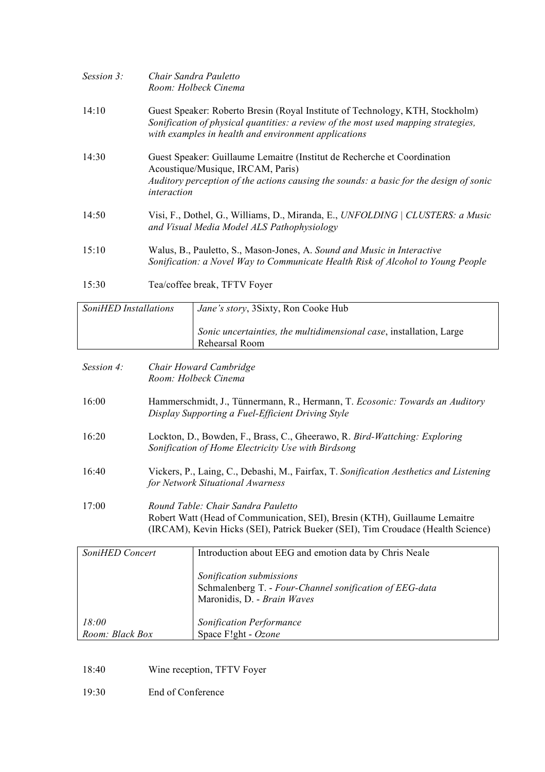*Session 3:* *Chair Sandra Pauletto*
*Room: Holbeck Cinema*

14:10 Guest Speaker: Roberto Bresin (Royal Institute of Technology, KTH, Stockholm)
*Sonification of physical quantities: a review of the most used mapping strategies, with examples in health and environment applications*

14:30 Guest Speaker: Guillaume Lemaitre (Institut de Recherche et Coordination Acoustique/Musique, IRCAM, Paris)
*Auditory perception of the actions causing the sounds: a basic for the design of sonic interaction*

14:50 Visi, F., Dothel, G., Williams, D., Miranda, E., *UNFOLDING | CLUSTERS: a Music and Visual Media Model ALS Pathophysiology*

15:10 Walus, B., Pauletto, S., Mason-Jones, A. *Sound and Music in Interactive Sonification: a Novel Way to Communicate Health Risk of Alcohol to Young People*

15:30 Tea/coffee break, TFTV Foyer

| | |
|---|---|
| *SoniHED Installations* | *Jane's story*, 3Sixty, Ron Cooke Hub<br><br>*Sonic uncertainties, the multidimensional case*, installation, Large Rehearsal Room |

*Session 4:* *Chair Howard Cambridge*
*Room: Holbeck Cinema*

16:00 Hammerschmidt, J., Tünnermann, R., Hermann, T. *Ecosonic: Towards an Auditory Display Supporting a Fuel-Efficient Driving Style*

16:20 Lockton, D., Bowden, F., Brass, C., Gheerawo, R. *Bird-Wattching: Exploring Sonification of Home Electricity Use with Birdsong*

16:40 Vickers, P., Laing, C., Debashi, M., Fairfax, T. *Sonification Aesthetics and Listening for Network Situational Awarness*

17:00 *Round Table: Chair Sandra Pauletto*
Robert Watt (Head of Communication, SEI), Bresin (KTH), Guillaume Lemaitre (IRCAM), Kevin Hicks (SEI), Patrick Bueker (SEI), Tim Croudace (Health Science)

| | |
|---|---|
| *SoniHED Concert*<br><br><br><br><br><br>*18:00*<br>*Room: Black Box* | Introduction about EEG and emotion data by Chris Neale<br><br>*Sonification submissions*<br>Schmalenberg T. - *Four-Channel sonification of EEG-data*<br>Maronidis, D. - *Brain Waves*<br><br>*Sonification Performance*<br>Space F!ght - *Ozone* |

18:40 Wine reception, TFTV Foyer

19:30 End of Conference